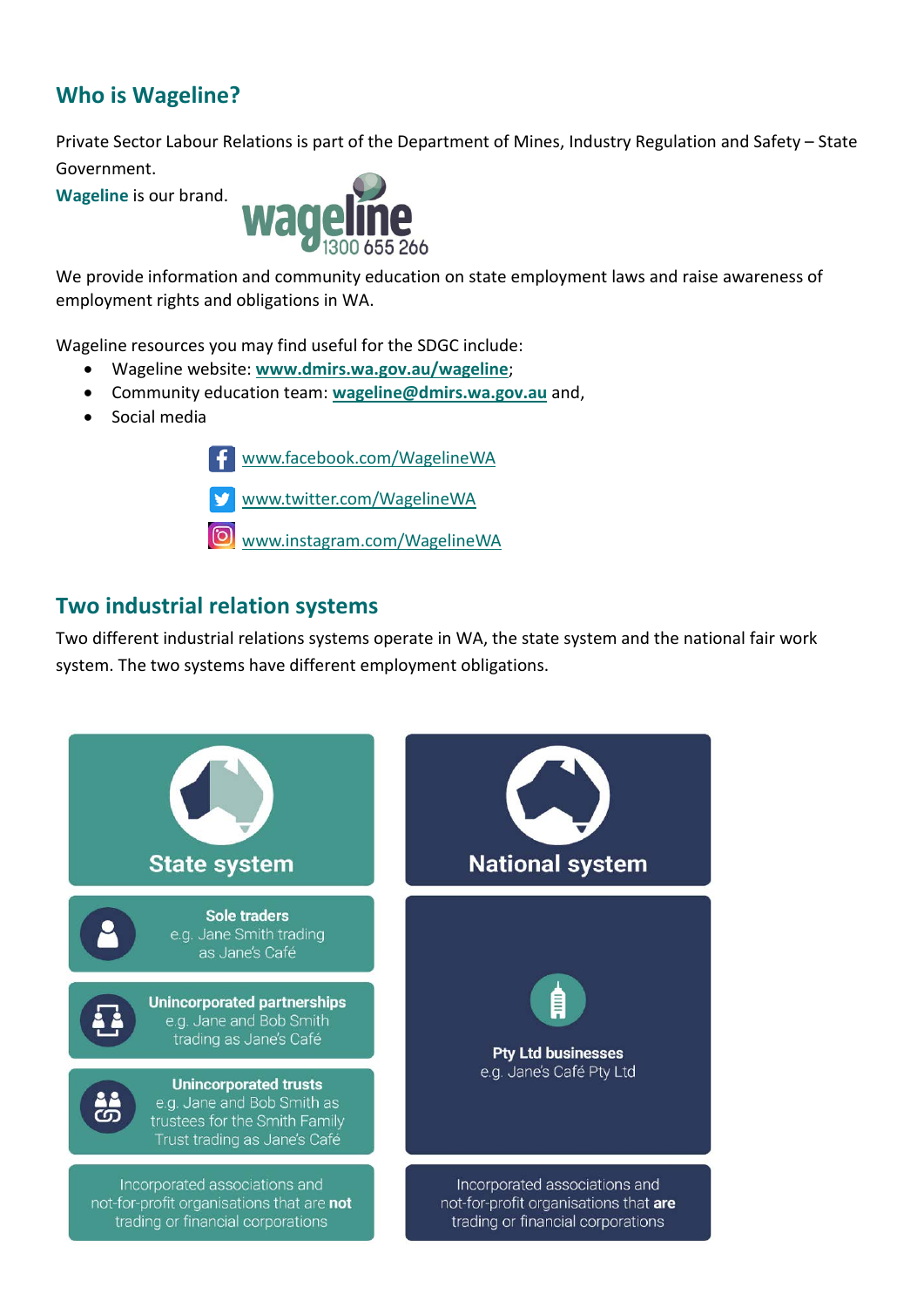## Who is Wageline?

Private Sector Labour Relations is part of the Department of Mines, Industry Regulation and Safety – State Government.

**Wageline** is our brand.

wageline 1300 655 266

We provide information and community education on state employment laws and raise awareness of employment rights and obligations in WA.

Wageline resources you may find useful for the SDGC include:

- Wageline website: **www.dmirs.wa.gov.au/wageline**;
- Community education team: **wageline@dmirs.wa.gov.au** and,
- Social media

www.facebook.com/WagelineWA

www.twitter.com/WagelineWA

www.instagram.com/WagelineWA

## Two industrial relation systems

Two different industrial relations systems operate in WA, the state system and the national fair work system. The two systems have different employment obligations.

| State system | National system |
| --- | --- |
| **Sole traders** e.g. Jane Smith trading as Jane's Café | **Pty Ltd businesses** e.g. Jane's Café Pty Ltd |
| **Unincorporated partnerships** e.g. Jane and Bob Smith trading as Jane's Café | |
| **Unincorporated trusts** e.g. Jane and Bob Smith as trustees for the Smith Family Trust trading as Jane's Café | |
| Incorporated associations and not-for-profit organisations that are **not** trading or financial corporations | Incorporated associations and not-for-profit organisations that **are** trading or financial corporations |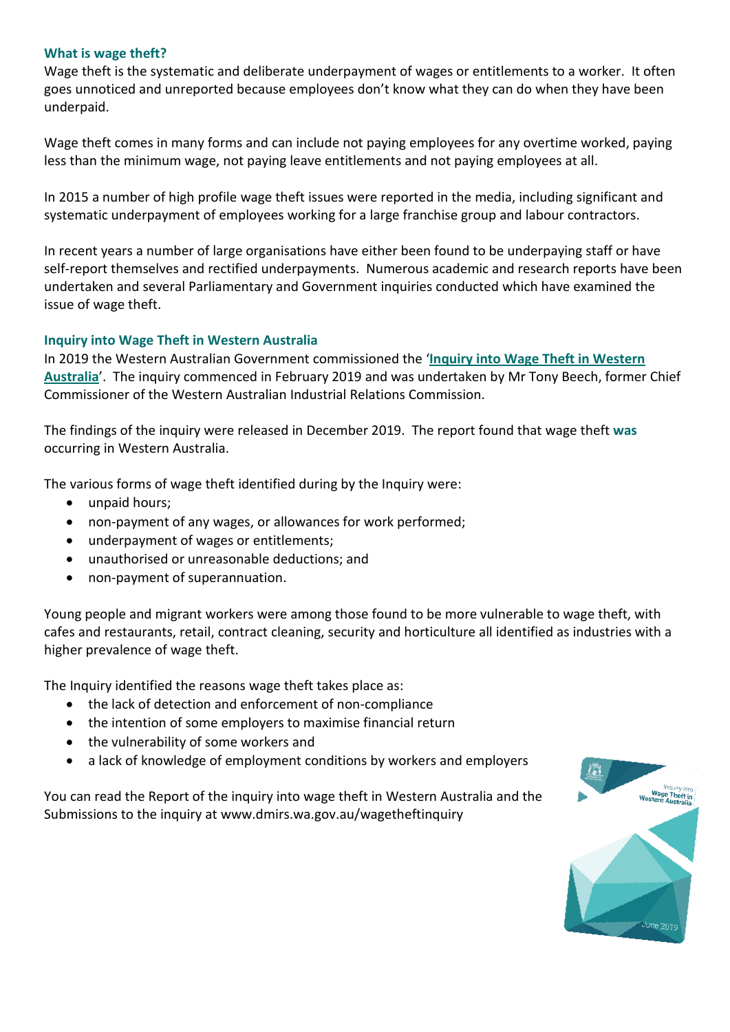## What is wage theft?

Wage theft is the systematic and deliberate underpayment of wages or entitlements to a worker. It often goes unnoticed and unreported because employees don't know what they can do when they have been underpaid.

Wage theft comes in many forms and can include not paying employees for any overtime worked, paying less than the minimum wage, not paying leave entitlements and not paying employees at all.

In 2015 a number of high profile wage theft issues were reported in the media, including significant and systematic underpayment of employees working for a large franchise group and labour contractors.

In recent years a number of large organisations have either been found to be underpaying staff or have self-report themselves and rectified underpayments. Numerous academic and research reports have been undertaken and several Parliamentary and Government inquiries conducted which have examined the issue of wage theft.

## Inquiry into Wage Theft in Western Australia

In 2019 the Western Australian Government commissioned the '**Inquiry into Wage Theft in Western Australia**'. The inquiry commenced in February 2019 and was undertaken by Mr Tony Beech, former Chief Commissioner of the Western Australian Industrial Relations Commission.

The findings of the inquiry were released in December 2019. The report found that wage theft **was** occurring in Western Australia.

The various forms of wage theft identified during by the Inquiry were:

- unpaid hours;
- non-payment of any wages, or allowances for work performed;
- underpayment of wages or entitlements;
- unauthorised or unreasonable deductions; and
- non-payment of superannuation.

Young people and migrant workers were among those found to be more vulnerable to wage theft, with cafes and restaurants, retail, contract cleaning, security and horticulture all identified as industries with a higher prevalence of wage theft.

The Inquiry identified the reasons wage theft takes place as:

- the lack of detection and enforcement of non-compliance
- the intention of some employers to maximise financial return
- the vulnerability of some workers and
- a lack of knowledge of employment conditions by workers and employers

You can read the Report of the inquiry into wage theft in Western Australia and the Submissions to the inquiry at www.dmirs.wa.gov.au/wagetheftinquiry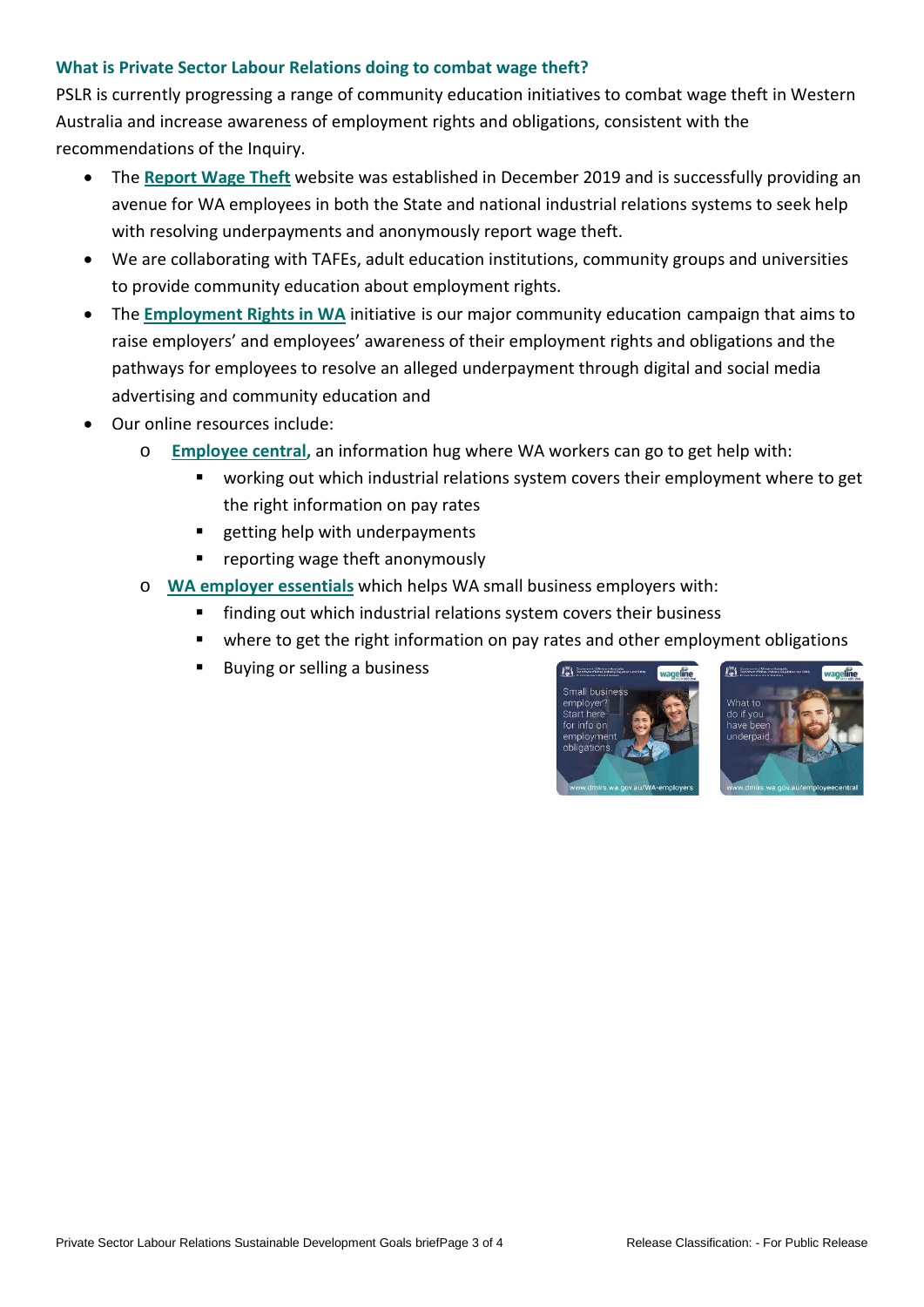### What is Private Sector Labour Relations doing to combat wage theft?

PSLR is currently progressing a range of community education initiatives to combat wage theft in Western Australia and increase awareness of employment rights and obligations, consistent with the recommendations of the Inquiry.

- The **Report Wage Theft** website was established in December 2019 and is successfully providing an avenue for WA employees in both the State and national industrial relations systems to seek help with resolving underpayments and anonymously report wage theft.
- We are collaborating with TAFEs, adult education institutions, community groups and universities to provide community education about employment rights.
- The **Employment Rights in WA** initiative is our major community education campaign that aims to raise employers' and employees' awareness of their employment rights and obligations and the pathways for employees to resolve an alleged underpayment through digital and social media advertising and community education and
- Our online resources include:
  - **Employee central**, an information hug where WA workers can go to get help with:
    - working out which industrial relations system covers their employment where to get the right information on pay rates
    - getting help with underpayments
    - reporting wage theft anonymously
  - **WA employer essentials** which helps WA small business employers with:
    - finding out which industrial relations system covers their business
    - where to get the right information on pay rates and other employment obligations
    - Buying or selling a business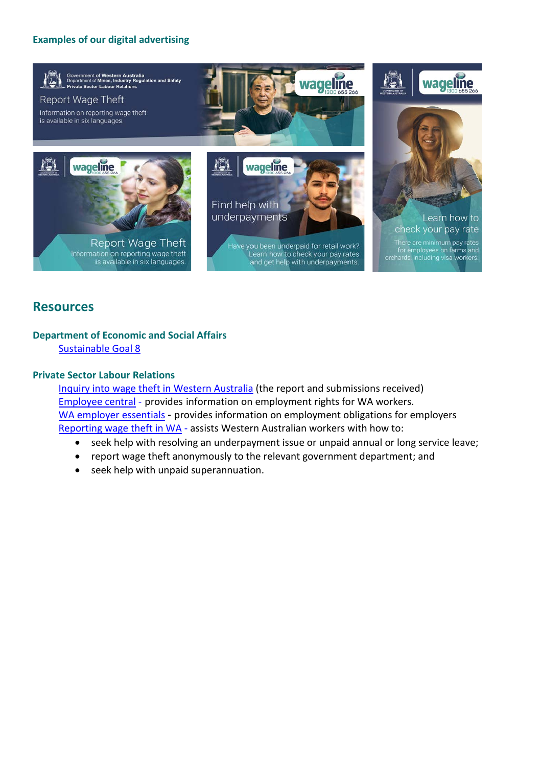### Examples of our digital advertising

## Resources

### Department of Economic and Social Affairs

[Sustainable Goal 8]

### Private Sector Labour Relations

[Inquiry into wage theft in Western Australia] (the report and submissions received)
[Employee central] - provides information on employment rights for WA workers.
[WA employer essentials] - provides information on employment obligations for employers
[Reporting wage theft in WA] - assists Western Australian workers with how to:

- seek help with resolving an underpayment issue or unpaid annual or long service leave;
- report wage theft anonymously to the relevant government department; and
- seek help with unpaid superannuation.